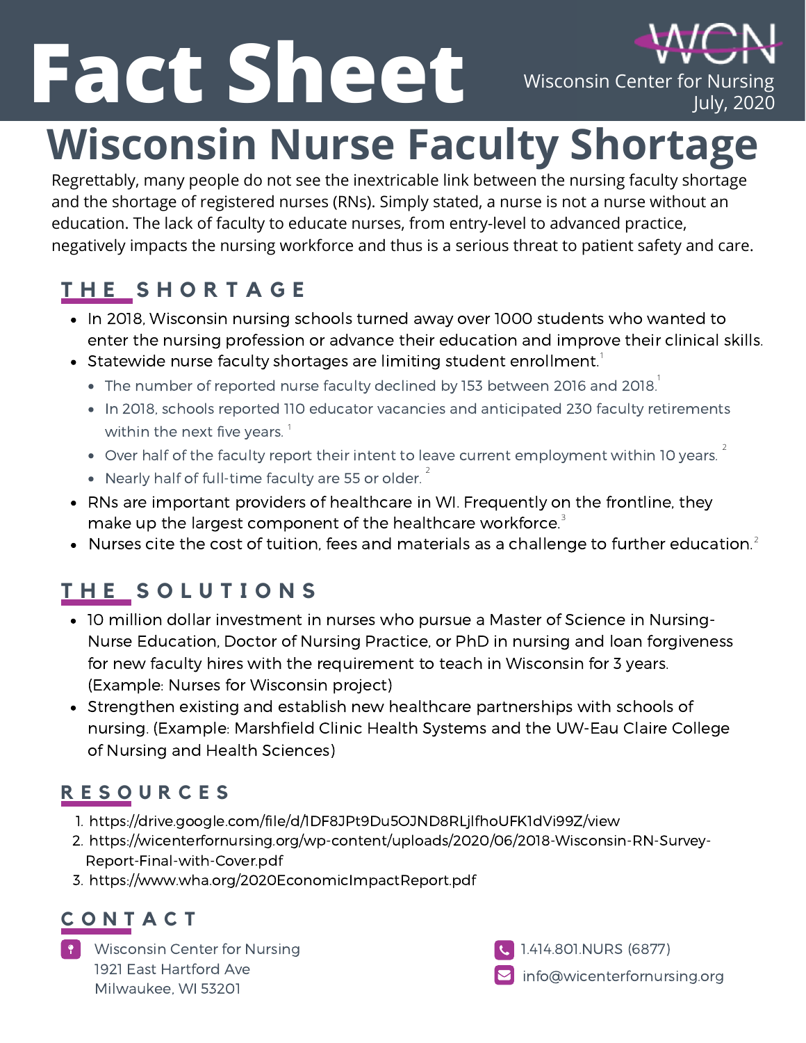# Fact Sheet

Wisconsin Center for Nursing
July, 2020

# Wisconsin Nurse Faculty Shortage

Regrettably, many people do not see the inextricable link between the nursing faculty shortage and the shortage of registered nurses (RNs). Simply stated, a nurse is not a nurse without an education. The lack of faculty to educate nurses, from entry-level to advanced practice, negatively impacts the nursing workforce and thus is a serious threat to patient safety and care.

## THE SHORTAGE

- In 2018, Wisconsin nursing schools turned away over 1000 students who wanted to enter the nursing profession or advance their education and improve their clinical skills.
- Statewide nurse faculty shortages are limiting student enrollment.[1]
  - The number of reported nurse faculty declined by 153 between 2016 and 2018.[1]
  - In 2018, schools reported 110 educator vacancies and anticipated 230 faculty retirements within the next five years.[1]
  - Over half of the faculty report their intent to leave current employment within 10 years.[2]
  - Nearly half of full-time faculty are 55 or older.[2]
- RNs are important providers of healthcare in WI. Frequently on the frontline, they make up the largest component of the healthcare workforce.[3]
- Nurses cite the cost of tuition, fees and materials as a challenge to further education.[2]

## THE SOLUTIONS

- 10 million dollar investment in nurses who pursue a Master of Science in Nursing-Nurse Education, Doctor of Nursing Practice, or PhD in nursing and loan forgiveness for new faculty hires with the requirement to teach in Wisconsin for 3 years. (Example: Nurses for Wisconsin project)
- Strengthen existing and establish new healthcare partnerships with schools of nursing. (Example: Marshfield Clinic Health Systems and the UW-Eau Claire College of Nursing and Health Sciences)

## RESOURCES

1. https://drive.google.com/file/d/1DF8JPt9Du5OJND8RLjlfhoUFK1dVi99Z/view
2. https://wicenterfornursing.org/wp-content/uploads/2020/06/2018-Wisconsin-RN-Survey-Report-Final-with-Cover.pdf
3. https://www.wha.org/2020EconomicImpactReport.pdf

## CONTACT

Wisconsin Center for Nursing
1921 East Hartford Ave
Milwaukee, WI 53201

1.414.801.NURS (6877)

info@wicenterfornursing.org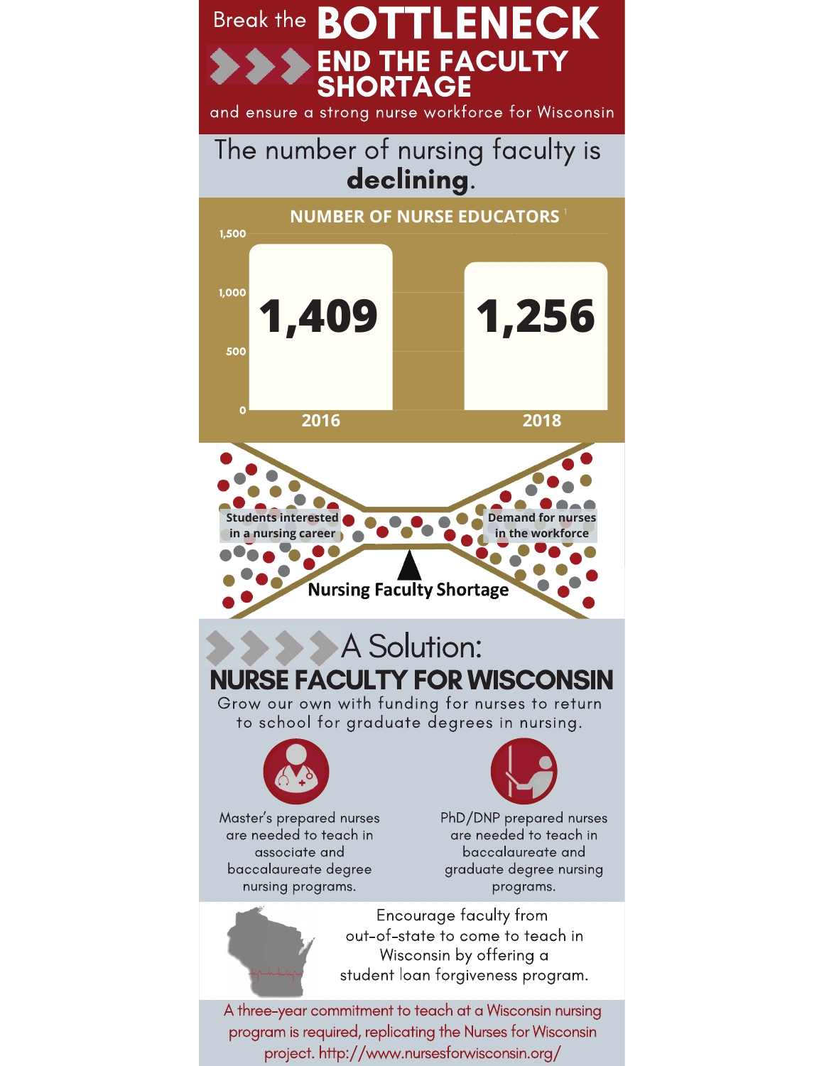# Break the BOTTLENECK

## END THE FACULTY SHORTAGE

and ensure a strong nurse workforce for Wisconsin

The number of nursing faculty is **declining**.

**NUMBER OF NURSE EDUCATORS** [1]

| Year | Number of Nurse Educators |
|---|---|
| 2016 | 1,409 |
| 2018 | 1,256 |

Students interested in a nursing career

Demand for nurses in the workforce

Nursing Faculty Shortage

## A Solution: NURSE FACULTY FOR WISCONSIN

Grow our own with funding for nurses to return to school for graduate degrees in nursing.

Master's prepared nurses are needed to teach in associate and baccalaureate degree nursing programs.

PhD/DNP prepared nurses are needed to teach in baccalaureate and graduate degree nursing programs.

Encourage faculty from out-of-state to come to teach in Wisconsin by offering a student loan forgiveness program.

A three-year commitment to teach at a Wisconsin nursing program is required, replicating the Nurses for Wisconsin project. http://www.nursesforwisconsin.org/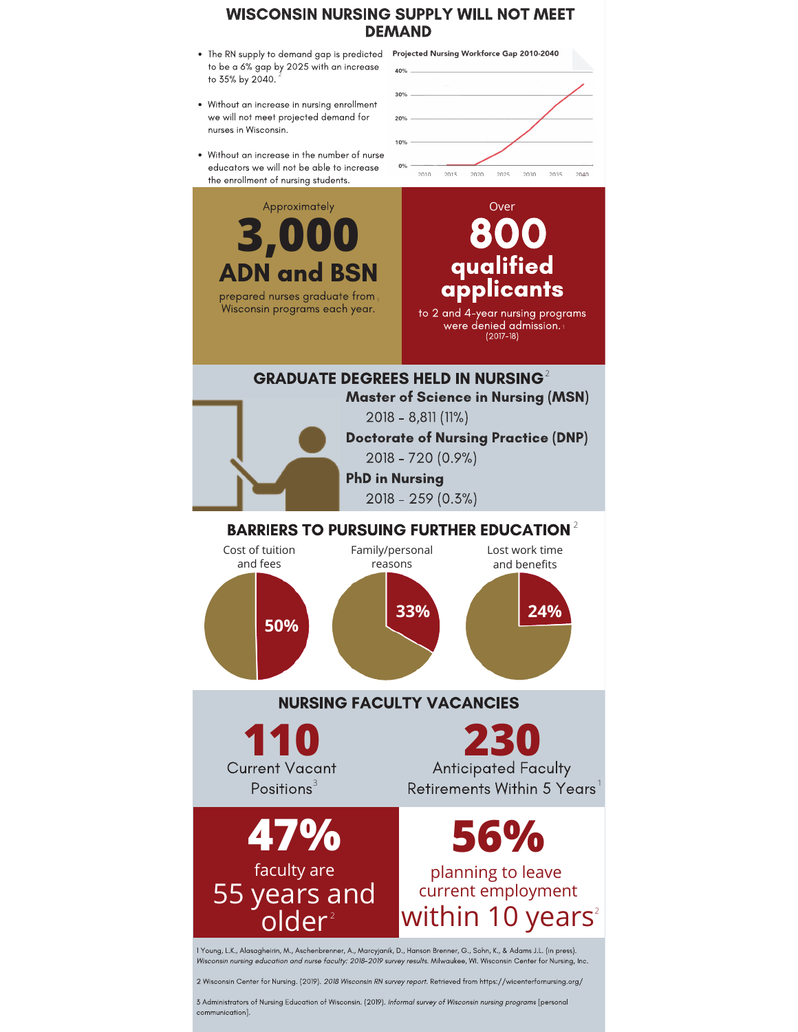# WISCONSIN NURSING SUPPLY WILL NOT MEET DEMAND

- The RN supply to demand gap is predicted to be a 6% gap by 2025 with an increase to 35% by 2040.[2]
- Without an increase in nursing enrollment we will not meet projected demand for nurses in Wisconsin.
- Without an increase in the number of nurse educators we will not be able to increase the enrollment of nursing students.

Projected Nursing Workforce Gap 2010-2040

40%
30%
20%
10%
0%
2010 2015 2020 2025 2030 2035 2040

Approximately

**3,000**

**ADN and BSN**

prepared nurses graduate from Wisconsin programs each year.[1]

Over

**800**

**qualified applicants**

to 2 and 4-year nursing programs were denied admission.[1]
(2017-18)

## GRADUATE DEGREES HELD IN NURSING[2]

**Master of Science in Nursing (MSN)**
2018 - 8,811 (11%)

**Doctorate of Nursing Practice (DNP)**
2018 - 720 (0.9%)

**PhD in Nursing**
2018 - 259 (0.3%)

## BARRIERS TO PURSUING FURTHER EDUCATION[2]

Cost of tuition and fees
50%

Family/personal reasons
33%

Lost work time and benefits
24%

## NURSING FACULTY VACANCIES

**110**
Current Vacant Positions[3]

**230**
Anticipated Faculty Retirements Within 5 Years[1]

**47%**
faculty are 55 years and older[2]

**56%**
planning to leave current employment within 10 years[2]

1 Young, L.K., Alasagheirin, M., Aschenbrenner, A., Marcyjanik, D., Hanson Brenner, G., Sohn, K., & Adams J.L. (in press). *Wisconsin nursing education and nurse faculty: 2018-2019 survey results.* Milwaukee, WI. Wisconsin Center for Nursing, Inc.

2 Wisconsin Center for Nursing. (2019). *2018 Wisconsin RN survey report.* Retrieved from https://wicenterfornursing.org/

3 Administrators of Nursing Education of Wisconsin. (2019). *Informal survey of Wisconsin nursing programs* [personal communication].